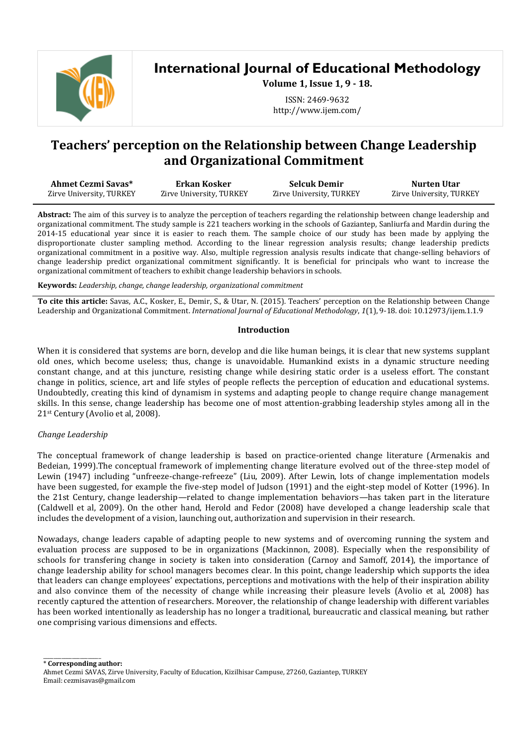# Teachers' perception on the Relationship between Change Leadership and Organizational Commitment

| Ahmet Cezmi Savas* | Erkan Kosker | Selcuk Demir | Nurten Utar |
|---|---|---|---|
| Zirve University, TURKEY | Zirve University, TURKEY | Zirve University, TURKEY | Zirve University, TURKEY |

**Abstract:** The aim of this survey is to analyze the perception of teachers regarding the relationship between change leadership and organizational commitment. The study sample is 221 teachers working in the schools of Gaziantep, Sanliurfa and Mardin during the 2014-15 educational year since it is easier to reach them. The sample choice of our study has been made by applying the disproportionate cluster sampling method. According to the linear regression analysis results; change leadership predicts organizational commitment in a positive way. Also, multiple regression analysis results indicate that change-selling behaviors of change leadership predict organizational commitment significantly. It is beneficial for principals who want to increase the organizational commitment of teachers to exhibit change leadership behaviors in schools.

**Keywords:** *Leadership, change, change leadership, organizational commitment*

**To cite this article:** Savas, A.C., Kosker, E., Demir, S., & Utar, N. (2015). Teachers' perception on the Relationship between Change Leadership and Organizational Commitment. *International Journal of Educational Methodology*, *1*(1), 9-18. doi: 10.12973/ijem.1.1.9

## Introduction

When it is considered that systems are born, develop and die like human beings, it is clear that new systems supplant old ones, which become useless; thus, change is unavoidable. Humankind exists in a dynamic structure needing constant change, and at this juncture, resisting change while desiring static order is a useless effort. The constant change in politics, science, art and life styles of people reflects the perception of education and educational systems. Undoubtedly, creating this kind of dynamism in systems and adapting people to change require change management skills. In this sense, change leadership has become one of most attention-grabbing leadership styles among all in the 21st Century (Avolio et al, 2008).

### *Change Leadership*

The conceptual framework of change leadership is based on practice-oriented change literature (Armenakis and Bedeian, 1999).The conceptual framework of implementing change literature evolved out of the three-step model of Lewin (1947) including "unfreeze-change-refreeze" (Liu, 2009). After Lewin, lots of change implementation models have been suggested, for example the five-step model of Judson (1991) and the eight-step model of Kotter (1996). In the 21st Century, change leadership—related to change implementation behaviors—has taken part in the literature (Caldwell et al, 2009). On the other hand, Herold and Fedor (2008) have developed a change leadership scale that includes the development of a vision, launching out, authorization and supervision in their research.

Nowadays, change leaders capable of adapting people to new systems and of overcoming running the system and evaluation process are supposed to be in organizations (Mackinnon, 2008). Especially when the responsibility of schools for transfering change in society is taken into consideration (Carnoy and Samoff, 2014), the importance of change leadership ability for school managers becomes clear. In this point, change leadership which supports the idea that leaders can change employees' expectations, perceptions and motivations with the help of their inspiration ability and also convince them of the necessity of change while increasing their pleasure levels (Avolio et al, 2008) has recently captured the attention of researchers. Moreover, the relationship of change leadership with different variables has been worked intentionally as leadership has no longer a traditional, bureaucratic and classical meaning, but rather one comprising various dimensions and effects.

---

\* **Corresponding author:**
Ahmet Cezmi SAVAS, Zirve University, Faculty of Education, Kizilhisar Campuse, 27260, Gaziantep, TURKEY
Email: cezmisavas@gmail.com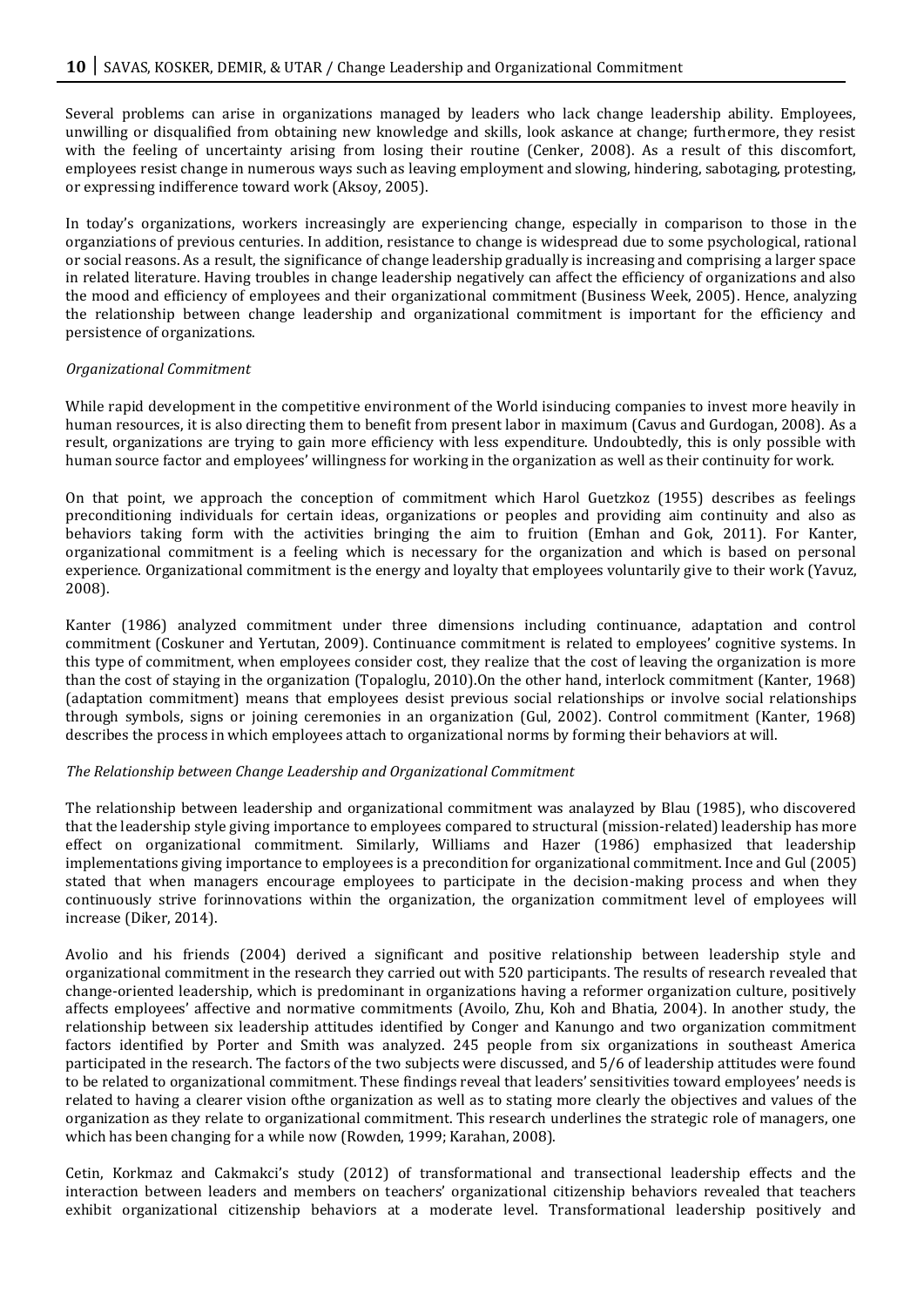Several problems can arise in organizations managed by leaders who lack change leadership ability. Employees, unwilling or disqualified from obtaining new knowledge and skills, look askance at change; furthermore, they resist with the feeling of uncertainty arising from losing their routine (Cenker, 2008). As a result of this discomfort, employees resist change in numerous ways such as leaving employment and slowing, hindering, sabotaging, protesting, or expressing indifference toward work (Aksoy, 2005).

In today's organizations, workers increasingly are experiencing change, especially in comparison to those in the organziations of previous centuries. In addition, resistance to change is widespread due to some psychological, rational or social reasons. As a result, the significance of change leadership gradually is increasing and comprising a larger space in related literature. Having troubles in change leadership negatively can affect the efficiency of organizations and also the mood and efficiency of employees and their organizational commitment (Business Week, 2005). Hence, analyzing the relationship between change leadership and organizational commitment is important for the efficiency and persistence of organizations.

*Organizational Commitment*

While rapid development in the competitive environment of the World isinducing companies to invest more heavily in human resources, it is also directing them to benefit from present labor in maximum (Cavus and Gurdogan, 2008). As a result, organizations are trying to gain more efficiency with less expenditure. Undoubtedly, this is only possible with human source factor and employees' willingness for working in the organization as well as their continuity for work.

On that point, we approach the conception of commitment which Harol Guetzkoz (1955) describes as feelings preconditioning individuals for certain ideas, organizations or peoples and providing aim continuity and also as behaviors taking form with the activities bringing the aim to fruition (Emhan and Gok, 2011). For Kanter, organizational commitment is a feeling which is necessary for the organization and which is based on personal experience. Organizational commitment is the energy and loyalty that employees voluntarily give to their work (Yavuz, 2008).

Kanter (1986) analyzed commitment under three dimensions including continuance, adaptation and control commitment (Coskuner and Yertutan, 2009). Continuance commitment is related to employees' cognitive systems. In this type of commitment, when employees consider cost, they realize that the cost of leaving the organization is more than the cost of staying in the organization (Topaloglu, 2010).On the other hand, interlock commitment (Kanter, 1968) (adaptation commitment) means that employees desist previous social relationships or involve social relationships through symbols, signs or joining ceremonies in an organization (Gul, 2002). Control commitment (Kanter, 1968) describes the process in which employees attach to organizational norms by forming their behaviors at will.

*The Relationship between Change Leadership and Organizational Commitment*

The relationship between leadership and organizational commitment was analayzed by Blau (1985), who discovered that the leadership style giving importance to employees compared to structural (mission-related) leadership has more effect on organizational commitment. Similarly, Williams and Hazer (1986) emphasized that leadership implementations giving importance to employees is a precondition for organizational commitment. Ince and Gul (2005) stated that when managers encourage employees to participate in the decision-making process and when they continuously strive forinnovations within the organization, the organization commitment level of employees will increase (Diker, 2014).

Avolio and his friends (2004) derived a significant and positive relationship between leadership style and organizational commitment in the research they carried out with 520 participants. The results of research revealed that change-oriented leadership, which is predominant in organizations having a reformer organization culture, positively affects employees' affective and normative commitments (Avoilo, Zhu, Koh and Bhatia, 2004). In another study, the relationship between six leadership attitudes identified by Conger and Kanungo and two organization commitment factors identified by Porter and Smith was analyzed. 245 people from six organizations in southeast America participated in the research. The factors of the two subjects were discussed, and 5/6 of leadership attitudes were found to be related to organizational commitment. These findings reveal that leaders' sensitivities toward employees' needs is related to having a clearer vision ofthe organization as well as to stating more clearly the objectives and values of the organization as they relate to organizational commitment. This research underlines the strategic role of managers, one which has been changing for a while now (Rowden, 1999; Karahan, 2008).

Cetin, Korkmaz and Cakmakci's study (2012) of transformational and transectional leadership effects and the interaction between leaders and members on teachers' organizational citizenship behaviors revealed that teachers exhibit organizational citizenship behaviors at a moderate level. Transformational leadership positively and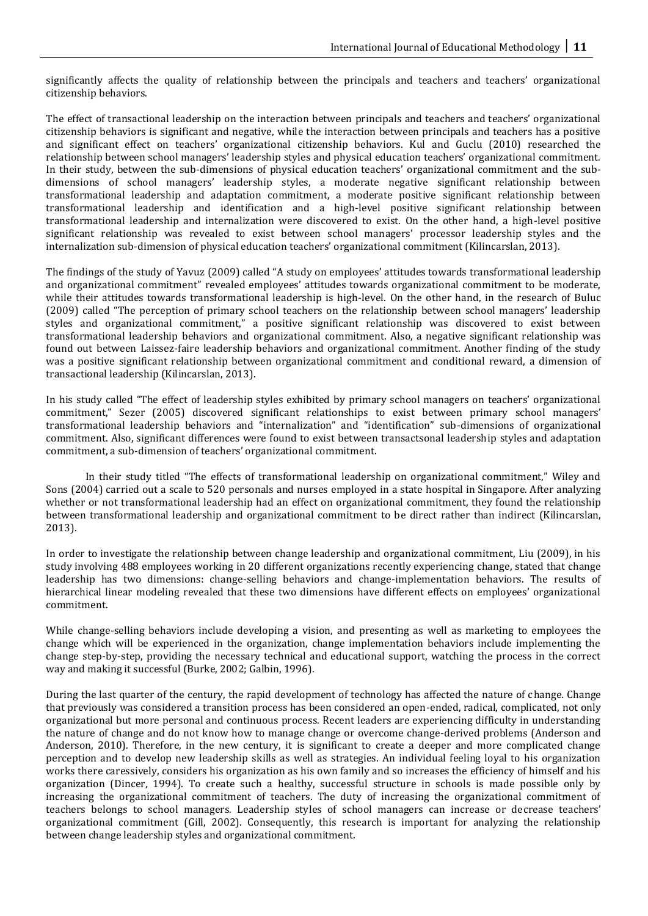significantly affects the quality of relationship between the principals and teachers and teachers' organizational citizenship behaviors.

The effect of transactional leadership on the interaction between principals and teachers and teachers' organizational citizenship behaviors is significant and negative, while the interaction between principals and teachers has a positive and significant effect on teachers' organizational citizenship behaviors. Kul and Guclu (2010) researched the relationship between school managers' leadership styles and physical education teachers' organizational commitment. In their study, between the sub-dimensions of physical education teachers' organizational commitment and the sub-dimensions of school managers' leadership styles, a moderate negative significant relationship between transformational leadership and adaptation commitment, a moderate positive significant relationship between transformational leadership and identification and a high-level positive significant relationship between transformational leadership and internalization were discovered to exist. On the other hand, a high-level positive significant relationship was revealed to exist between school managers' processor leadership styles and the internalization sub-dimension of physical education teachers' organizational commitment (Kilincarslan, 2013).

The findings of the study of Yavuz (2009) called "A study on employees' attitudes towards transformational leadership and organizational commitment" revealed employees' attitudes towards organizational commitment to be moderate, while their attitudes towards transformational leadership is high-level. On the other hand, in the research of Buluc (2009) called "The perception of primary school teachers on the relationship between school managers' leadership styles and organizational commitment," a positive significant relationship was discovered to exist between transformational leadership behaviors and organizational commitment. Also, a negative significant relationship was found out between Laissez-faire leadership behaviors and organizational commitment. Another finding of the study was a positive significant relationship between organizational commitment and conditional reward, a dimension of transactional leadership (Kilincarslan, 2013).

In his study called "The effect of leadership styles exhibited by primary school managers on teachers' organizational commitment," Sezer (2005) discovered significant relationships to exist between primary school managers' transformational leadership behaviors and "internalization" and "identification" sub-dimensions of organizational commitment. Also, significant differences were found to exist between transactsonal leadership styles and adaptation commitment, a sub-dimension of teachers' organizational commitment.

In their study titled "The effects of transformational leadership on organizational commitment," Wiley and Sons (2004) carried out a scale to 520 personals and nurses employed in a state hospital in Singapore. After analyzing whether or not transformational leadership had an effect on organizational commitment, they found the relationship between transformational leadership and organizational commitment to be direct rather than indirect (Kilincarslan, 2013).

In order to investigate the relationship between change leadership and organizational commitment, Liu (2009), in his study involving 488 employees working in 20 different organizations recently experiencing change, stated that change leadership has two dimensions: change-selling behaviors and change-implementation behaviors. The results of hierarchical linear modeling revealed that these two dimensions have different effects on employees' organizational commitment.

While change-selling behaviors include developing a vision, and presenting as well as marketing to employees the change which will be experienced in the organization, change implementation behaviors include implementing the change step-by-step, providing the necessary technical and educational support, watching the process in the correct way and making it successful (Burke, 2002; Galbin, 1996).

During the last quarter of the century, the rapid development of technology has affected the nature of change. Change that previously was considered a transition process has been considered an open-ended, radical, complicated, not only organizational but more personal and continuous process. Recent leaders are experiencing difficulty in understanding the nature of change and do not know how to manage change or overcome change-derived problems (Anderson and Anderson, 2010). Therefore, in the new century, it is significant to create a deeper and more complicated change perception and to develop new leadership skills as well as strategies. An individual feeling loyal to his organization works there caressively, considers his organization as his own family and so increases the efficiency of himself and his organization (Dincer, 1994). To create such a healthy, successful structure in schools is made possible only by increasing the organizational commitment of teachers. The duty of increasing the organizational commitment of teachers belongs to school managers. Leadership styles of school managers can increase or decrease teachers' organizational commitment (Gill, 2002). Consequently, this research is important for analyzing the relationship between change leadership styles and organizational commitment.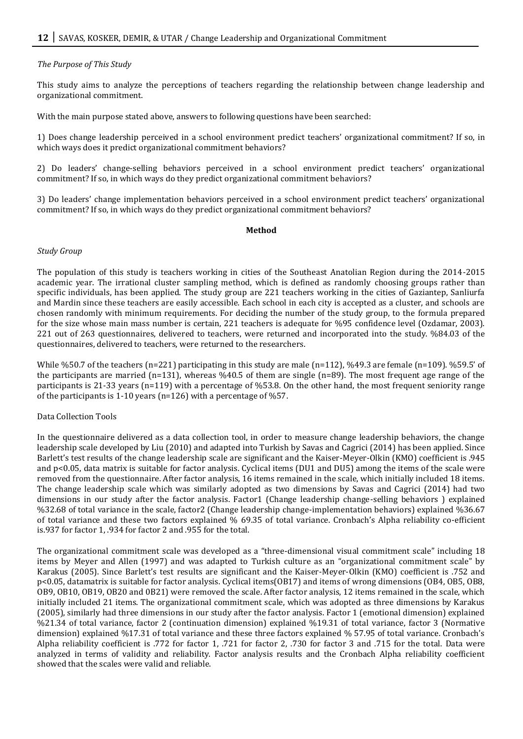*The Purpose of This Study*

This study aims to analyze the perceptions of teachers regarding the relationship between change leadership and organizational commitment.

With the main purpose stated above, answers to following questions have been searched:

1) Does change leadership perceived in a school environment predict teachers' organizational commitment? If so, in which ways does it predict organizational commitment behaviors?

2) Do leaders' change-selling behaviors perceived in a school environment predict teachers' organizational commitment? If so, in which ways do they predict organizational commitment behaviors?

3) Do leaders' change implementation behaviors perceived in a school environment predict teachers' organizational commitment? If so, in which ways do they predict organizational commitment behaviors?

## Method

*Study Group*

The population of this study is teachers working in cities of the Southeast Anatolian Region during the 2014-2015 academic year. The irrational cluster sampling method, which is defined as randomly choosing groups rather than specific individuals, has been applied. The study group are 221 teachers working in the cities of Gaziantep, Sanliurfa and Mardin since these teachers are easily accessible. Each school in each city is accepted as a cluster, and schools are chosen randomly with minimum requirements. For deciding the number of the study group, to the formula prepared for the size whose main mass number is certain, 221 teachers is adequate for %95 confidence level (Ozdamar, 2003). 221 out of 263 questionnaires, delivered to teachers, were returned and incorporated into the study. %84.03 of the questionnaires, delivered to teachers, were returned to the researchers.

While %50.7 of the teachers (n=221) participating in this study are male (n=112), %49.3 are female (n=109). %59.5' of the participants are married (n=131), whereas %40.5 of them are single (n=89). The most frequent age range of the participants is 21-33 years (n=119) with a percentage of %53.8. On the other hand, the most frequent seniority range of the participants is 1-10 years (n=126) with a percentage of %57.

Data Collection Tools

In the questionnaire delivered as a data collection tool, in order to measure change leadership behaviors, the change leadership scale developed by Liu (2010) and adapted into Turkish by Savas and Cagrici (2014) has been applied. Since Barlett's test results of the change leadership scale are significant and the Kaiser-Meyer-Olkin (KMO) coefficient is .945 and $p<0.05$, data matrix is suitable for factor analysis. Cyclical items (DU1 and DU5) among the items of the scale were removed from the questionnaire. After factor analysis, 16 items remained in the scale, which initially included 18 items. The change leadership scale which was similarly adopted as two dimensions by Savas and Cagrici (2014) had two dimensions in our study after the factor analysis. Factor1 (Change leadership change-selling behaviors ) explained %32.68 of total variance in the scale, factor2 (Change leadership change-implementation behaviors) explained %36.67 of total variance and these two factors explained % 69.35 of total variance. Cronbach's Alpha reliability co-efficient is.937 for factor 1, .934 for factor 2 and .955 for the total.

The organizational commitment scale was developed as a "three-dimensional visual commitment scale" including 18 items by Meyer and Allen (1997) and was adapted to Turkish culture as an "organizational commitment scale" by Karakus (2005). Since Barlett's test results are significant and the Kaiser-Meyer-Olkin (KMO) coefficient is .752 and $p<0.05$, datamatrix is suitable for factor analysis. Cyclical items(OB17) and items of wrong dimensions (OB4, OB5, OB8, OB9, OB10, OB19, OB20 and 0B21) were removed the scale. After factor analysis, 12 items remained in the scale, which initially included 21 items. The organizational commitment scale, which was adopted as three dimensions by Karakus (2005), similarly had three dimensions in our study after the factor analysis. Factor 1 (emotional dimension) explained %21.34 of total variance, factor 2 (continuation dimension) explained %19.31 of total variance, factor 3 (Normative dimension) explained %17.31 of total variance and these three factors explained % 57.95 of total variance. Cronbach's Alpha reliability coefficient is .772 for factor 1, .721 for factor 2, .730 for factor 3 and .715 for the total. Data were analyzed in terms of validity and reliability. Factor analysis results and the Cronbach Alpha reliability coefficient showed that the scales were valid and reliable.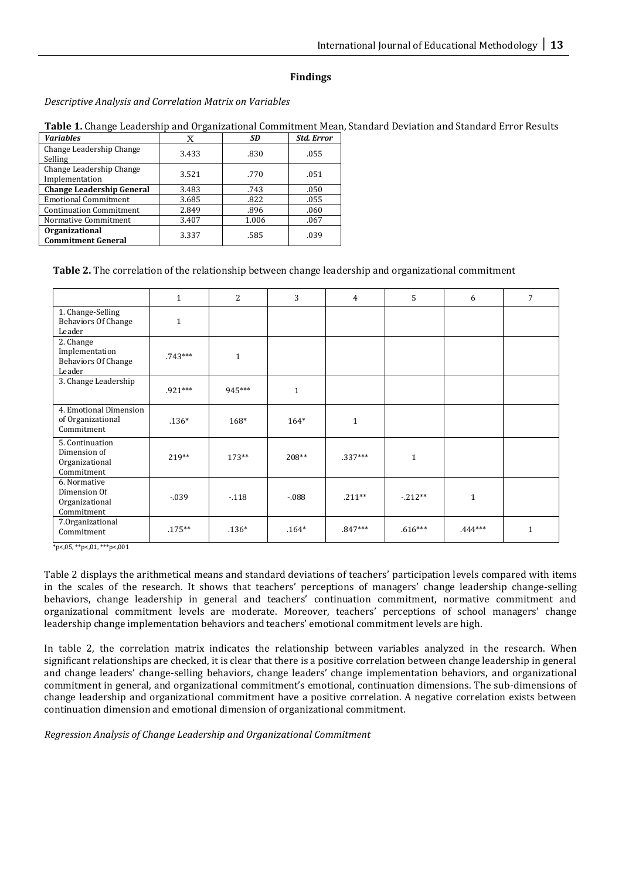## Findings

*Descriptive Analysis and Correlation Matrix on Variables*

**Table 1.** Change Leadership and Organizational Commitment Mean, Standard Deviation and Standard Error Results

| *Variables* | $\overline{X}$ | *SD* | *Std. Error* |
|---|---|---|---|
| Change Leadership Change Selling | 3.433 | .830 | .055 |
| Change Leadership Change Implementation | 3.521 | .770 | .051 |
| **Change Leadership General** | 3.483 | .743 | .050 |
| Emotional Commitment | 3.685 | .822 | .055 |
| Continuation Commitment | 2.849 | .896 | .060 |
| Normative Commitment | 3.407 | 1.006 | .067 |
| **Organizational Commitment General** | 3.337 | .585 | .039 |

**Table 2.** The correlation of the relationship between change leadership and organizational commitment

| | 1 | 2 | 3 | 4 | 5 | 6 | 7 |
|---|---|---|---|---|---|---|---|
| 1. Change-Selling Behaviors Of Change Leader | 1 | | | | | | |
| 2. Change Implementation Behaviors Of Change Leader | .743*** | 1 | | | | | |
| 3. Change Leadership | .921*** | 945*** | 1 | | | | |
| 4. Emotional Dimension of Organizational Commitment | .136* | 168* | 164* | 1 | | | |
| 5. Continuation Dimension of Organizational Commitment | 219** | 173** | 208** | .337*** | 1 | | |
| 6. Normative Dimension Of Organizational Commitment | -.039 | -.118 | -.088 | .211** | -.212** | 1 | |
| 7.Organizational Commitment | .175** | .136* | .164* | .847*** | .616*** | .444*** | 1 |

*p<,05, **p<,01, ***p<,001

Table 2 displays the arithmetical means and standard deviations of teachers' participation levels compared with items in the scales of the research. It shows that teachers' perceptions of managers' change leadership change-selling behaviors, change leadership in general and teachers' continuation commitment, normative commitment and organizational commitment levels are moderate. Moreover, teachers' perceptions of school managers' change leadership change implementation behaviors and teachers' emotional commitment levels are high.

In table 2, the correlation matrix indicates the relationship between variables analyzed in the research. When significant relationships are checked, it is clear that there is a positive correlation between change leadership in general and change leaders' change-selling behaviors, change leaders' change implementation behaviors, and organizational commitment in general, and organizational commitment's emotional, continuation dimensions. The sub-dimensions of change leadership and organizational commitment have a positive correlation. A negative correlation exists between continuation dimension and emotional dimension of organizational commitment.

*Regression Analysis of Change Leadership and Organizational Commitment*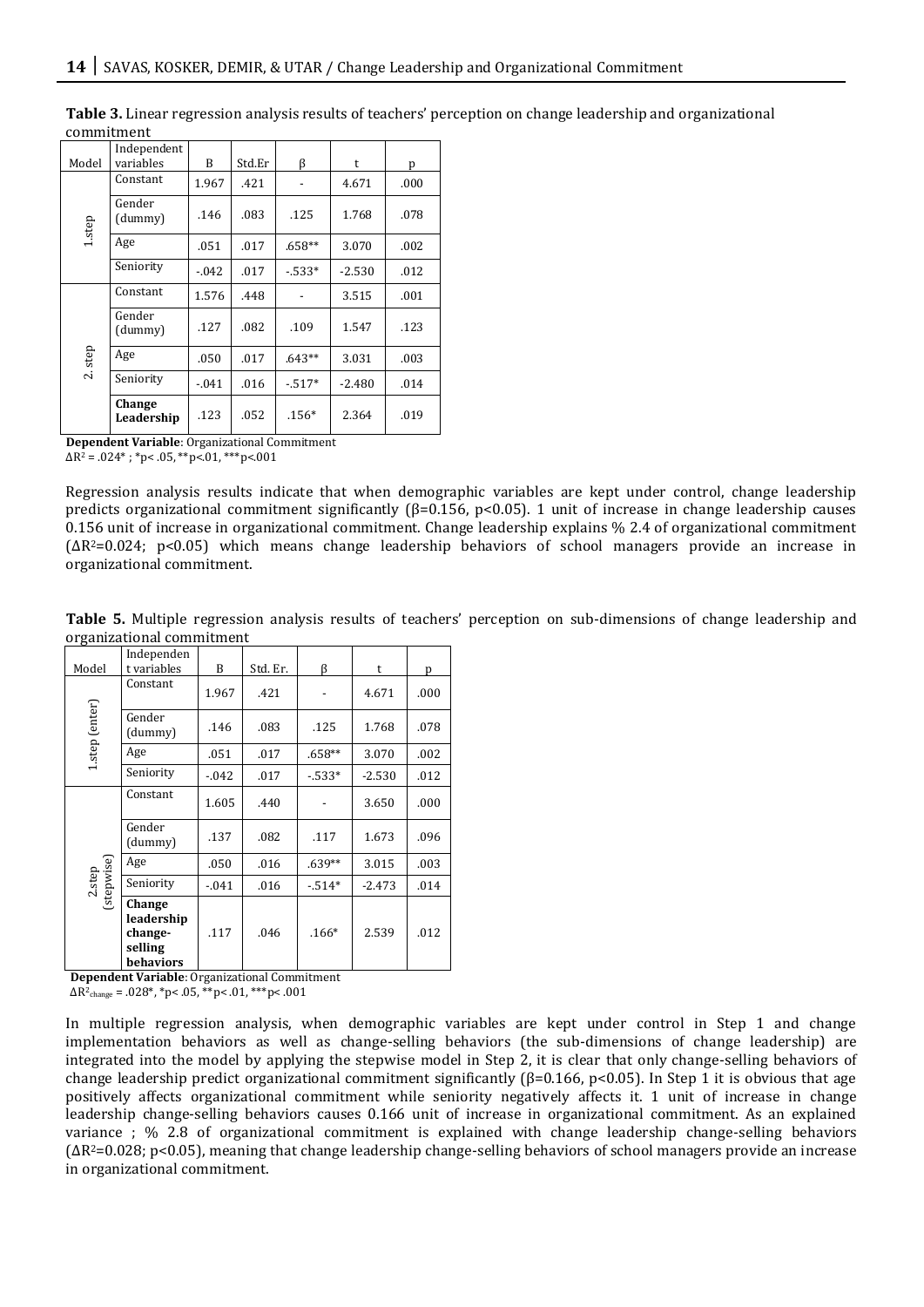**Table 3.** Linear regression analysis results of teachers' perception on change leadership and organizational commitment

| Model | Independent variables | B | Std.Er | β | t | p |
|---|---|---|---|---|---|---|
| 1.step | Constant | 1.967 | .421 | - | 4.671 | .000 |
| | Gender (dummy) | .146 | .083 | .125 | 1.768 | .078 |
| | Age | .051 | .017 | .658** | 3.070 | .002 |
| | Seniority | -.042 | .017 | -.533* | -2.530 | .012 |
| 2. step | Constant | 1.576 | .448 | - | 3.515 | .001 |
| | Gender (dummy) | .127 | .082 | .109 | 1.547 | .123 |
| | Age | .050 | .017 | .643** | 3.031 | .003 |
| | Seniority | -.041 | .016 | -.517* | -2.480 | .014 |
| | **Change Leadership** | .123 | .052 | .156* | 2.364 | .019 |

**Dependent Variable**: Organizational Commitment
$\Delta R^2 = .024^*$ ; *p< .05, **p<.01, ***p<.001

Regression analysis results indicate that when demographic variables are kept under control, change leadership predicts organizational commitment significantly (β=0.156, p<0.05). 1 unit of increase in change leadership causes 0.156 unit of increase in organizational commitment. Change leadership explains % 2.4 of organizational commitment ($\Delta R^2=0.024$; p<0.05) which means change leadership behaviors of school managers provide an increase in organizational commitment.

**Table 5.** Multiple regression analysis results of teachers' perception on sub-dimensions of change leadership and organizational commitment

| Model | Independent variables | B | Std. Er. | β | t | p |
|---|---|---|---|---|---|---|
| 1.step (enter) | Constant | 1.967 | .421 | - | 4.671 | .000 |
| | Gender (dummy) | .146 | .083 | .125 | 1.768 | .078 |
| | Age | .051 | .017 | .658** | 3.070 | .002 |
| | Seniority | -.042 | .017 | -.533* | -2.530 | .012 |
| 2.step (stepwise) | Constant | 1.605 | .440 | - | 3.650 | .000 |
| | Gender (dummy) | .137 | .082 | .117 | 1.673 | .096 |
| | Age | .050 | .016 | .639** | 3.015 | .003 |
| | Seniority | -.041 | .016 | -.514* | -2.473 | .014 |
| | **Change leadership change-selling behaviors** | .117 | .046 | .166* | 2.539 | .012 |

**Dependent Variable**: Organizational Commitment
$\Delta R^2_{change} = .028^*$, *p< .05, **p< .01, ***p< .001

In multiple regression analysis, when demographic variables are kept under control in Step 1 and change implementation behaviors as well as change-selling behaviors (the sub-dimensions of change leadership) are integrated into the model by applying the stepwise model in Step 2, it is clear that only change-selling behaviors of change leadership predict organizational commitment significantly (β=0.166, p<0.05). In Step 1 it is obvious that age positively affects organizational commitment while seniority negatively affects it. 1 unit of increase in change leadership change-selling behaviors causes 0.166 unit of increase in organizational commitment. As an explained variance ; % 2.8 of organizational commitment is explained with change leadership change-selling behaviors ($\Delta R^2=0.028$; p<0.05), meaning that change leadership change-selling behaviors of school managers provide an increase in organizational commitment.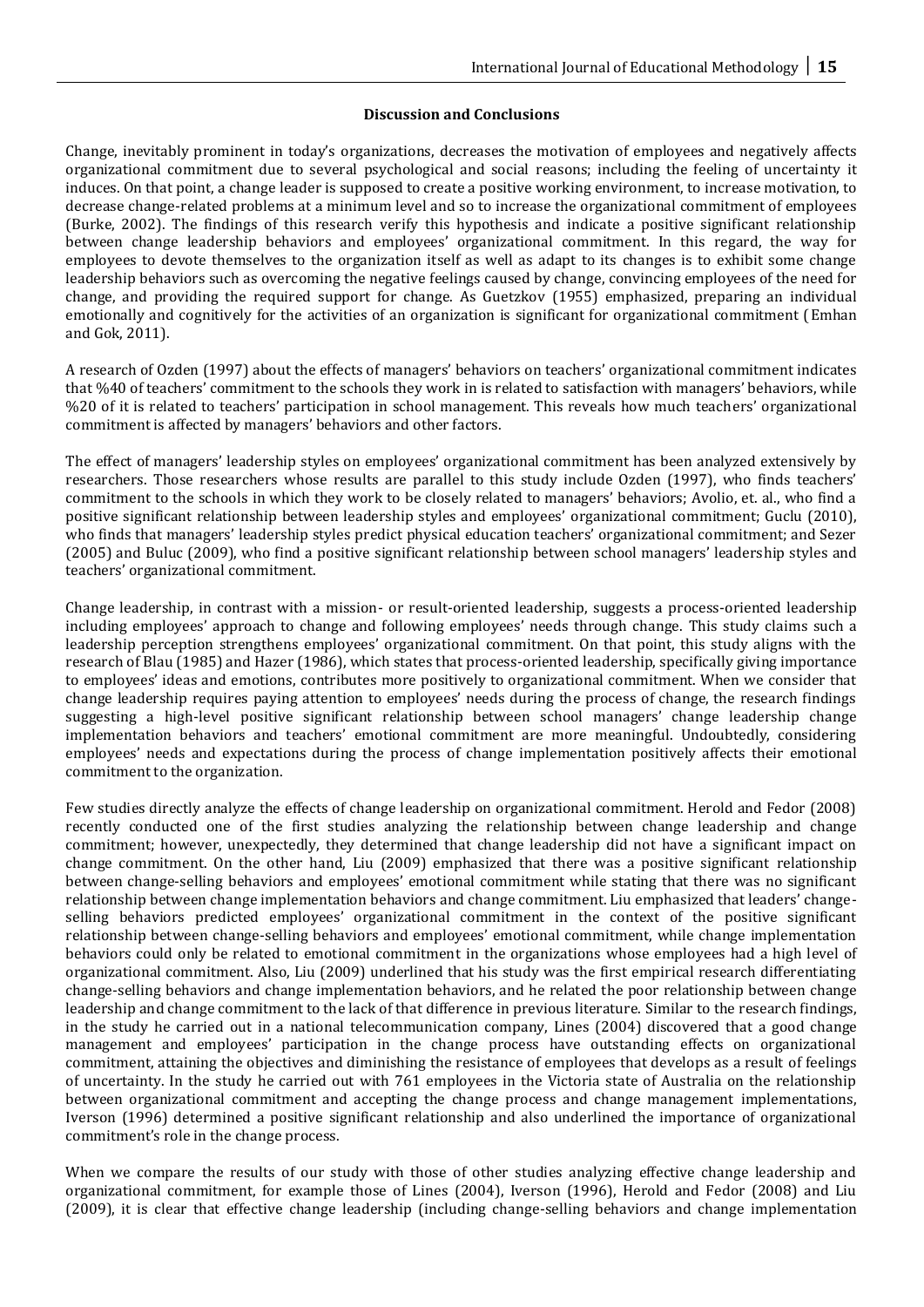### Discussion and Conclusions

Change, inevitably prominent in today's organizations, decreases the motivation of employees and negatively affects organizational commitment due to several psychological and social reasons; including the feeling of uncertainty it induces. On that point, a change leader is supposed to create a positive working environment, to increase motivation, to decrease change-related problems at a minimum level and so to increase the organizational commitment of employees (Burke, 2002). The findings of this research verify this hypothesis and indicate a positive significant relationship between change leadership behaviors and employees' organizational commitment. In this regard, the way for employees to devote themselves to the organization itself as well as adapt to its changes is to exhibit some change leadership behaviors such as overcoming the negative feelings caused by change, convincing employees of the need for change, and providing the required support for change. As Guetzkov (1955) emphasized, preparing an individual emotionally and cognitively for the activities of an organization is significant for organizational commitment (Emhan and Gok, 2011).

A research of Ozden (1997) about the effects of managers' behaviors on teachers' organizational commitment indicates that %40 of teachers' commitment to the schools they work in is related to satisfaction with managers' behaviors, while %20 of it is related to teachers' participation in school management. This reveals how much teachers' organizational commitment is affected by managers' behaviors and other factors.

The effect of managers' leadership styles on employees' organizational commitment has been analyzed extensively by researchers. Those researchers whose results are parallel to this study include Ozden (1997), who finds teachers' commitment to the schools in which they work to be closely related to managers' behaviors; Avolio, et. al., who find a positive significant relationship between leadership styles and employees' organizational commitment; Guclu (2010), who finds that managers' leadership styles predict physical education teachers' organizational commitment; and Sezer (2005) and Buluc (2009), who find a positive significant relationship between school managers' leadership styles and teachers' organizational commitment.

Change leadership, in contrast with a mission- or result-oriented leadership, suggests a process-oriented leadership including employees' approach to change and following employees' needs through change. This study claims such a leadership perception strengthens employees' organizational commitment. On that point, this study aligns with the research of Blau (1985) and Hazer (1986), which states that process-oriented leadership, specifically giving importance to employees' ideas and emotions, contributes more positively to organizational commitment. When we consider that change leadership requires paying attention to employees' needs during the process of change, the research findings suggesting a high-level positive significant relationship between school managers' change leadership change implementation behaviors and teachers' emotional commitment are more meaningful. Undoubtedly, considering employees' needs and expectations during the process of change implementation positively affects their emotional commitment to the organization.

Few studies directly analyze the effects of change leadership on organizational commitment. Herold and Fedor (2008) recently conducted one of the first studies analyzing the relationship between change leadership and change commitment; however, unexpectedly, they determined that change leadership did not have a significant impact on change commitment. On the other hand, Liu (2009) emphasized that there was a positive significant relationship between change-selling behaviors and employees' emotional commitment while stating that there was no significant relationship between change implementation behaviors and change commitment. Liu emphasized that leaders' change-selling behaviors predicted employees' organizational commitment in the context of the positive significant relationship between change-selling behaviors and employees' emotional commitment, while change implementation behaviors could only be related to emotional commitment in the organizations whose employees had a high level of organizational commitment. Also, Liu (2009) underlined that his study was the first empirical research differentiating change-selling behaviors and change implementation behaviors, and he related the poor relationship between change leadership and change commitment to the lack of that difference in previous literature. Similar to the research findings, in the study he carried out in a national telecommunication company, Lines (2004) discovered that a good change management and employees' participation in the change process have outstanding effects on organizational commitment, attaining the objectives and diminishing the resistance of employees that develops as a result of feelings of uncertainty. In the study he carried out with 761 employees in the Victoria state of Australia on the relationship between organizational commitment and accepting the change process and change management implementations, Iverson (1996) determined a positive significant relationship and also underlined the importance of organizational commitment's role in the change process.

When we compare the results of our study with those of other studies analyzing effective change leadership and organizational commitment, for example those of Lines (2004), Iverson (1996), Herold and Fedor (2008) and Liu (2009), it is clear that effective change leadership (including change-selling behaviors and change implementation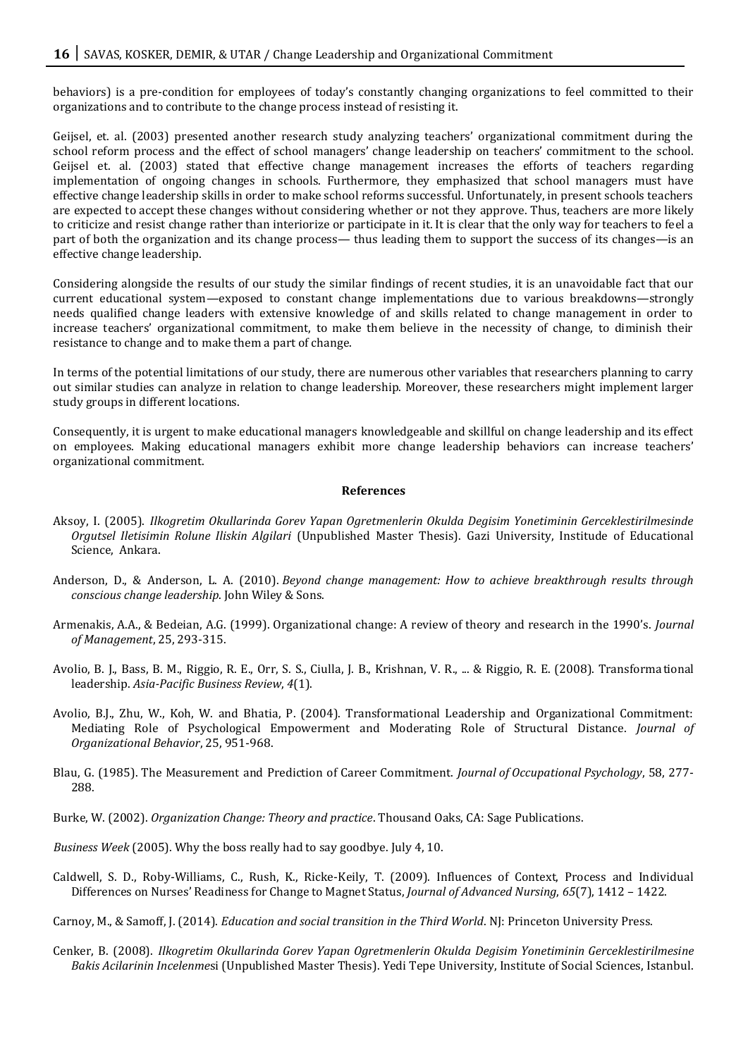behaviors) is a pre-condition for employees of today's constantly changing organizations to feel committed to their organizations and to contribute to the change process instead of resisting it.

Geijsel, et. al. (2003) presented another research study analyzing teachers' organizational commitment during the school reform process and the effect of school managers' change leadership on teachers' commitment to the school. Geijsel et. al. (2003) stated that effective change management increases the efforts of teachers regarding implementation of ongoing changes in schools. Furthermore, they emphasized that school managers must have effective change leadership skills in order to make school reforms successful. Unfortunately, in present schools teachers are expected to accept these changes without considering whether or not they approve. Thus, teachers are more likely to criticize and resist change rather than interiorize or participate in it. It is clear that the only way for teachers to feel a part of both the organization and its change process— thus leading them to support the success of its changes—is an effective change leadership.

Considering alongside the results of our study the similar findings of recent studies, it is an unavoidable fact that our current educational system—exposed to constant change implementations due to various breakdowns—strongly needs qualified change leaders with extensive knowledge of and skills related to change management in order to increase teachers' organizational commitment, to make them believe in the necessity of change, to diminish their resistance to change and to make them a part of change.

In terms of the potential limitations of our study, there are numerous other variables that researchers planning to carry out similar studies can analyze in relation to change leadership. Moreover, these researchers might implement larger study groups in different locations.

Consequently, it is urgent to make educational managers knowledgeable and skillful on change leadership and its effect on employees. Making educational managers exhibit more change leadership behaviors can increase teachers' organizational commitment.

## References

Aksoy, I. (2005). *Ilkogretim Okullarinda Gorev Yapan Ogretmenlerin Okulda Degisim Yonetiminin Gerceklestirilmesinde Orgutsel Iletisimin Rolune Iliskin Algilari* (Unpublished Master Thesis). Gazi University, Institude of Educational Science, Ankara.

Anderson, D., & Anderson, L. A. (2010). *Beyond change management: How to achieve breakthrough results through conscious change leadership*. John Wiley & Sons.

Armenakis, A.A., & Bedeian, A.G. (1999). Organizational change: A review of theory and research in the 1990's. *Journal of Management*, 25, 293-315.

Avolio, B. J., Bass, B. M., Riggio, R. E., Orr, S. S., Ciulla, J. B., Krishnan, V. R., ... & Riggio, R. E. (2008). Transformational leadership. *Asia-Pacific Business Review*, *4*(1).

Avolio, B.J., Zhu, W., Koh, W. and Bhatia, P. (2004). Transformational Leadership and Organizational Commitment: Mediating Role of Psychological Empowerment and Moderating Role of Structural Distance. *Journal of Organizational Behavior*, 25, 951-968.

Blau, G. (1985). The Measurement and Prediction of Career Commitment. *Journal of Occupational Psychology*, 58, 277-288.

Burke, W. (2002). *Organization Change: Theory and practice*. Thousand Oaks, CA: Sage Publications.

*Business Week* (2005). Why the boss really had to say goodbye. July 4, 10.

Caldwell, S. D., Roby-Williams, C., Rush, K., Ricke-Keily, T. (2009). Influences of Context, Process and Individual Differences on Nurses' Readiness for Change to Magnet Status, *Journal of Advanced Nursing*, *65*(7), 1412 – 1422.

Carnoy, M., & Samoff, J. (2014). *Education and social transition in the Third World*. NJ: Princeton University Press.

Cenker, B. (2008). *Ilkogretim Okullarinda Gorev Yapan Ogretmenlerin Okulda Degisim Yonetiminin Gerceklestirilmesine Bakis Acilarinin Incelenmes*i (Unpublished Master Thesis). Yedi Tepe University, Institute of Social Sciences, Istanbul.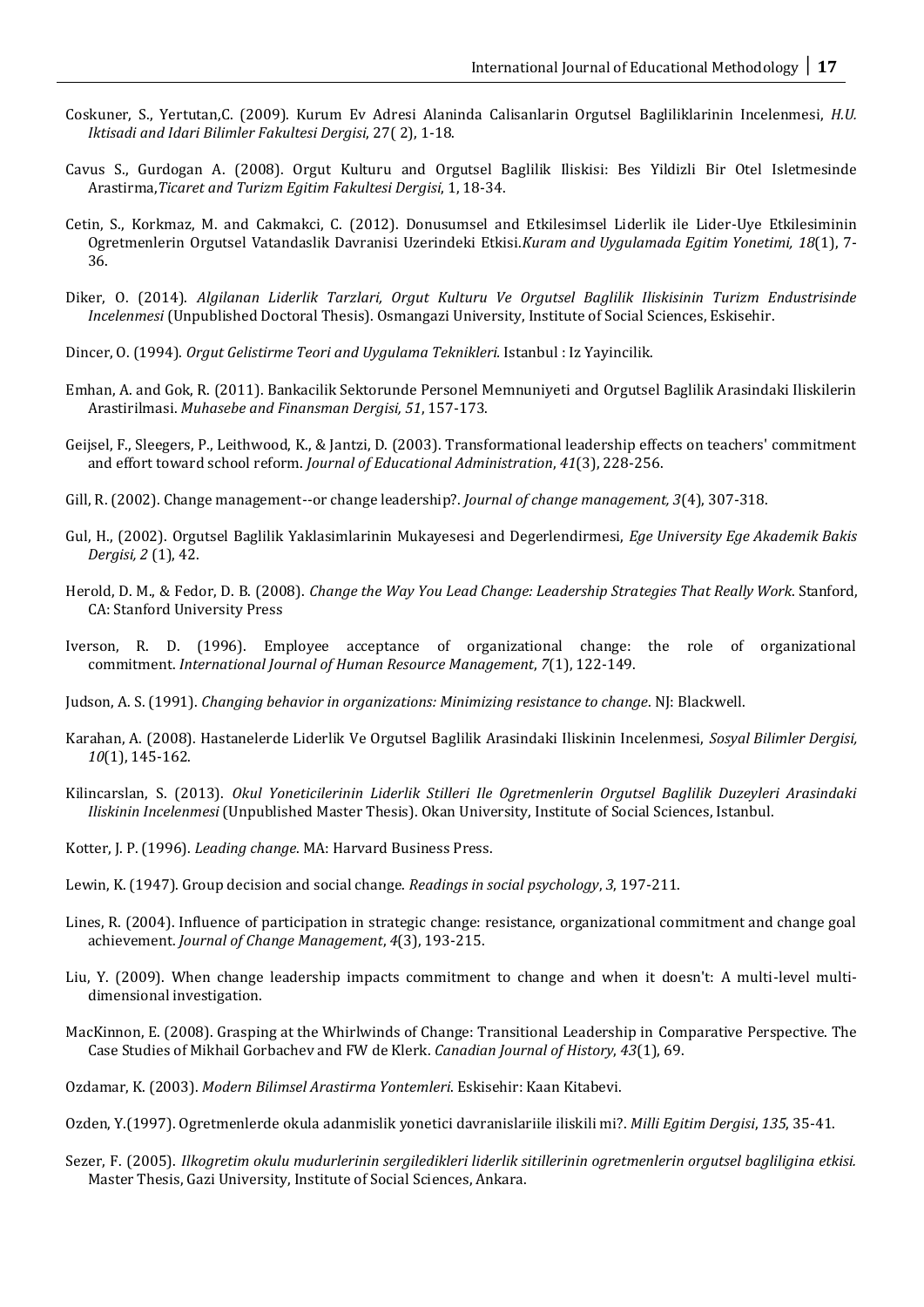Coskuner, S., Yertutan,C. (2009). Kurum Ev Adresi Alaninda Calisanlarin Orgutsel Bagliliklarinin Incelenmesi, *H.U. Iktisadi and Idari Bilimler Fakultesi Dergisi*, 27( 2), 1-18.

Cavus S., Gurdogan A. (2008). Orgut Kulturu and Orgutsel Baglilik Iliskisi: Bes Yildizli Bir Otel Isletmesinde Arastirma,*Ticaret and Turizm Egitim Fakultesi Dergisi*, 1, 18-34.

Cetin, S., Korkmaz, M. and Cakmakci, C. (2012). Donusumsel and Etkilesimsel Liderlik ile Lider-Uye Etkilesiminin Ogretmenlerin Orgutsel Vatandaslik Davranisi Uzerindeki Etkisi.*Kuram and Uygulamada Egitim Yonetimi, 18*(1), 7-36.

Diker, O. (2014). *Algilanan Liderlik Tarzlari, Orgut Kulturu Ve Orgutsel Baglilik Iliskisinin Turizm Endustrisinde Incelenmesi* (Unpublished Doctoral Thesis). Osmangazi University, Institute of Social Sciences, Eskisehir.

Dincer, O. (1994). *Orgut Gelistirme Teori and Uygulama Teknikleri*. Istanbul : Iz Yayincilik.

Emhan, A. and Gok, R. (2011). Bankacilik Sektorunde Personel Memnuniyeti and Orgutsel Baglilik Arasindaki Iliskilerin Arastirilmasi. *Muhasebe and Finansman Dergisi, 51*, 157-173.

Geijsel, F., Sleegers, P., Leithwood, K., & Jantzi, D. (2003). Transformational leadership effects on teachers' commitment and effort toward school reform. *Journal of Educational Administration*, *41*(3), 228-256.

Gill, R. (2002). Change management--or change leadership?. *Journal of change management, 3*(4), 307-318.

Gul, H., (2002). Orgutsel Baglilik Yaklasimlarinin Mukayesesi and Degerlendirmesi, *Ege University Ege Akademik Bakis Dergisi, 2* (1), 42.

Herold, D. M., & Fedor, D. B. (2008). *Change the Way You Lead Change: Leadership Strategies That Really Work*. Stanford, CA: Stanford University Press

Iverson, R. D. (1996). Employee acceptance of organizational change: the role of organizational commitment. *International Journal of Human Resource Management*, *7*(1), 122-149.

Judson, A. S. (1991). *Changing behavior in organizations: Minimizing resistance to change*. NJ: Blackwell.

Karahan, A. (2008). Hastanelerde Liderlik Ve Orgutsel Baglilik Arasindaki Iliskinin Incelenmesi, *Sosyal Bilimler Dergisi, 10*(1), 145-162.

Kilincarslan, S. (2013). *Okul Yoneticilerinin Liderlik Stilleri Ile Ogretmenlerin Orgutsel Baglilik Duzeyleri Arasindaki Iliskinin Incelenmesi* (Unpublished Master Thesis). Okan University, Institute of Social Sciences, Istanbul.

Kotter, J. P. (1996). *Leading change*. MA: Harvard Business Press.

Lewin, K. (1947). Group decision and social change. *Readings in social psychology*, *3*, 197-211.

Lines, R. (2004). Influence of participation in strategic change: resistance, organizational commitment and change goal achievement. *Journal of Change Management*, *4*(3), 193-215.

Liu, Y. (2009). When change leadership impacts commitment to change and when it doesn't: A multi-level multi-dimensional investigation.

MacKinnon, E. (2008). Grasping at the Whirlwinds of Change: Transitional Leadership in Comparative Perspective. The Case Studies of Mikhail Gorbachev and FW de Klerk. *Canadian Journal of History*, *43*(1), 69.

Ozdamar, K. (2003). *Modern Bilimsel Arastirma Yontemleri*. Eskisehir: Kaan Kitabevi.

Ozden, Y.(1997). Ogretmenlerde okula adanmislik yonetici davranislariile iliskili mi?. *Milli Egitim Dergisi*, *135*, 35-41.

Sezer, F. (2005). *Ilkogretim okulu mudurlerinin sergiledikleri liderlik sitillerinin ogretmenlerin orgutsel bagliligina etkisi.* Master Thesis, Gazi University, Institute of Social Sciences, Ankara.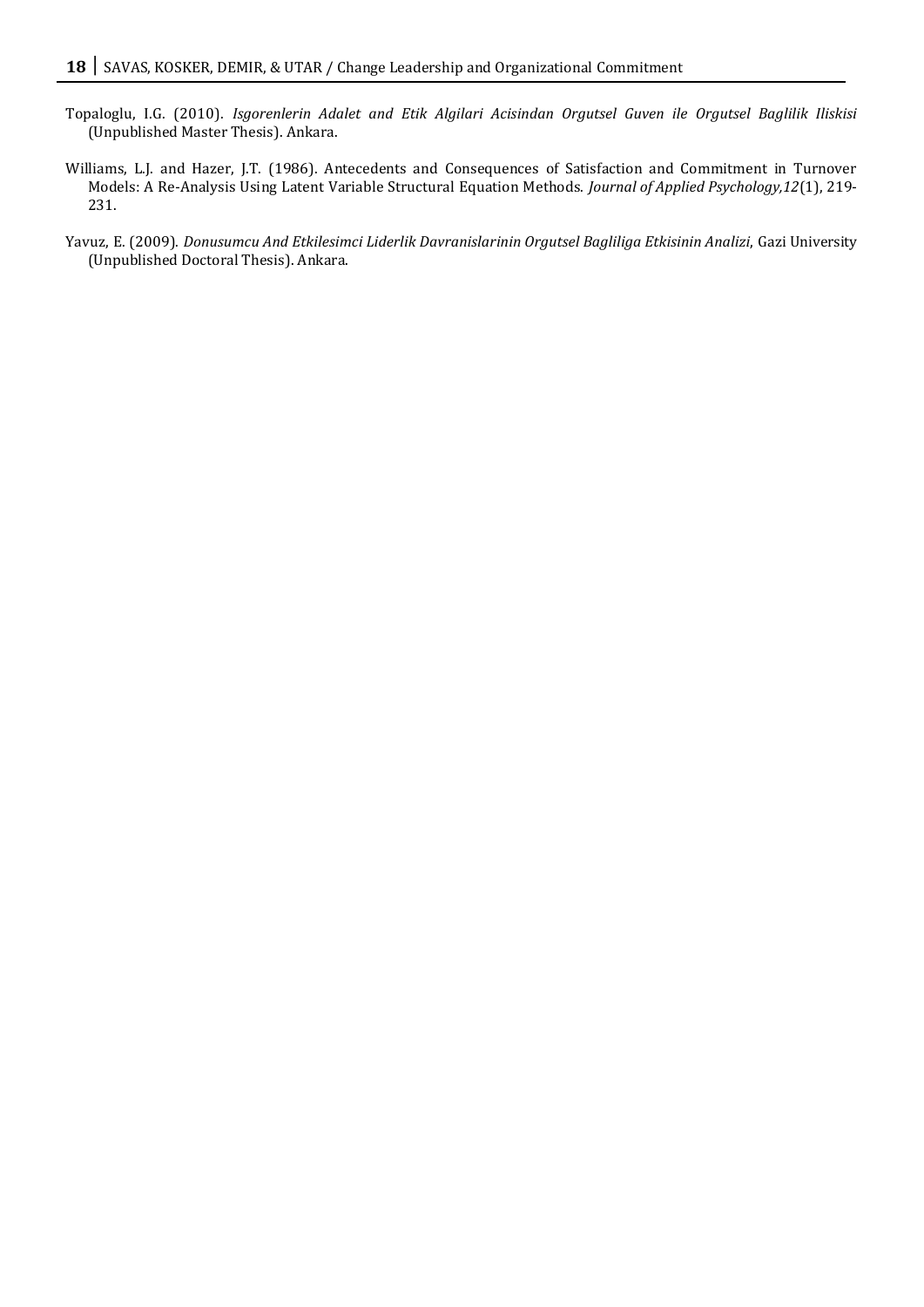Topaloglu, I.G. (2010). *Isgorenlerin Adalet and Etik Algilari Acisindan Orgutsel Guven ile Orgutsel Baglilik Iliskisi* (Unpublished Master Thesis). Ankara.

Williams, L.J. and Hazer, J.T. (1986). Antecedents and Consequences of Satisfaction and Commitment in Turnover Models: A Re-Analysis Using Latent Variable Structural Equation Methods. *Journal of Applied Psychology,12*(1), 219-231.

Yavuz, E. (2009). *Donusumcu And Etkilesimci Liderlik Davranislarinin Orgutsel Bagliliga Etkisinin Analizi*, Gazi University (Unpublished Doctoral Thesis). Ankara.